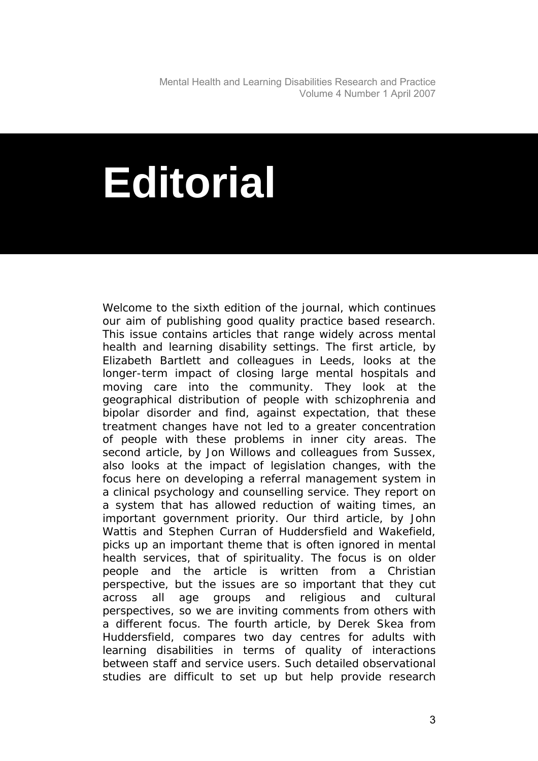# Editorial

Welcome to the sixth edition of the journal, which continues our aim of publishing good quality practice based research. This issue contains articles that range widely across mental health and learning disability settings. The first article, by Elizabeth Bartlett and colleagues in Leeds, looks at the longer-term impact of closing large mental hospitals and moving care into the community. They look at the geographical distribution of people with schizophrenia and bipolar disorder and find, against expectation, that these treatment changes have not led to a greater concentration of people with these problems in inner city areas. The second article, by Jon Willows and colleagues from Sussex, also looks at the impact of legislation changes, with the focus here on developing a referral management system in a clinical psychology and counselling service. They report on a system that has allowed reduction of waiting times, an important government priority. Our third article, by John Wattis and Stephen Curran of Huddersfield and Wakefield, picks up an important theme that is often ignored in mental health services, that of spirituality. The focus is on older people and the article is written from a Christian perspective, but the issues are so important that they cut across all age groups and religious and cultural perspectives, so we are inviting comments from others with a different focus. The fourth article, by Derek Skea from Huddersfield, compares two day centres for adults with learning disabilities in terms of quality of interactions between staff and service users. Such detailed observational studies are difficult to set up but help provide research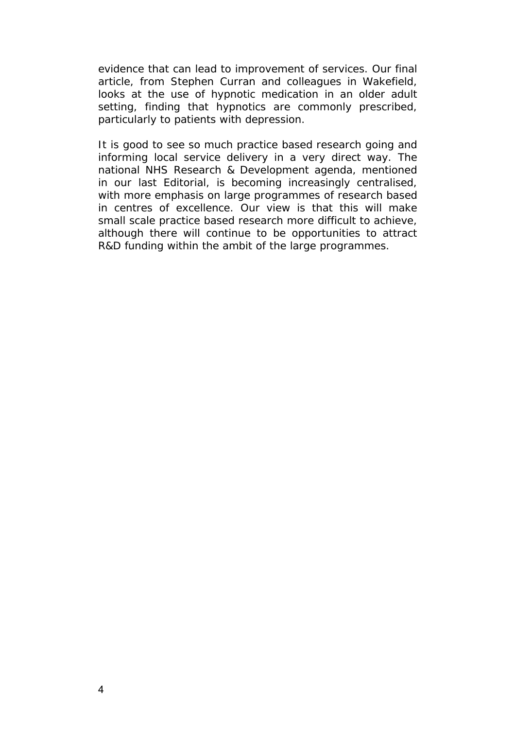evidence that can lead to improvement of services. Our final article, from Stephen Curran and colleagues in Wakefield, looks at the use of hypnotic medication in an older adult setting, finding that hypnotics are commonly prescribed, particularly to patients with depression.

It is good to see so much practice based research going and informing local service delivery in a very direct way. The national NHS Research & Development agenda, mentioned in our last Editorial, is becoming increasingly centralised, with more emphasis on large programmes of research based in centres of excellence. Our view is that this will make small scale practice based research more difficult to achieve, although there will continue to be opportunities to attract R&D funding within the ambit of the large programmes.